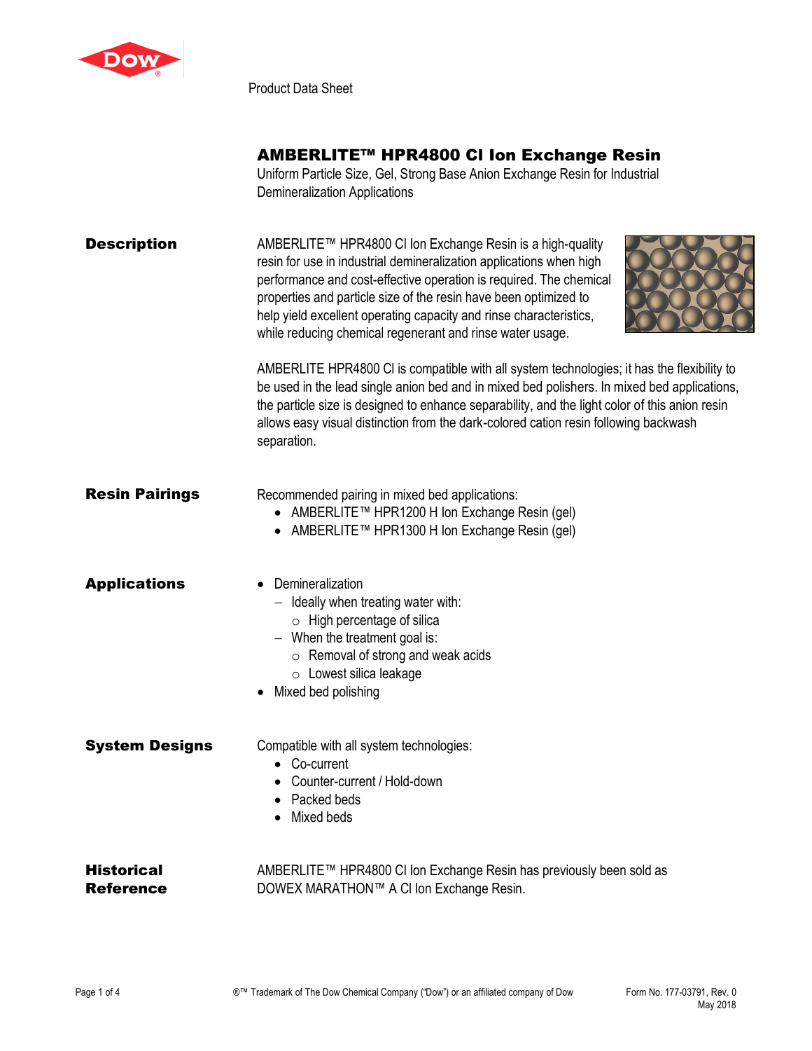Product Data Sheet

# AMBERLITE™ HPR4800 Cl Ion Exchange Resin

Uniform Particle Size, Gel, Strong Base Anion Exchange Resin for Industrial Demineralization Applications

## Description

AMBERLITE™ HPR4800 Cl Ion Exchange Resin is a high-quality resin for use in industrial demineralization applications when high performance and cost-effective operation is required. The chemical properties and particle size of the resin have been optimized to help yield excellent operating capacity and rinse characteristics, while reducing chemical regenerant and rinse water usage.

AMBERLITE HPR4800 Cl is compatible with all system technologies; it has the flexibility to be used in the lead single anion bed and in mixed bed polishers. In mixed bed applications, the particle size is designed to enhance separability, and the light color of this anion resin allows easy visual distinction from the dark-colored cation resin following backwash separation.

## Resin Pairings

Recommended pairing in mixed bed applications:

- AMBERLITE™ HPR1200 H Ion Exchange Resin (gel)
- AMBERLITE™ HPR1300 H Ion Exchange Resin (gel)

## Applications

- Demineralization
  - Ideally when treating water with:
    - High percentage of silica
  - When the treatment goal is:
    - Removal of strong and weak acids
    - Lowest silica leakage
- Mixed bed polishing

## System Designs

Compatible with all system technologies:

- Co-current
- Counter-current / Hold-down
- Packed beds
- Mixed beds

## Historical Reference

AMBERLITE™ HPR4800 Cl Ion Exchange Resin has previously been sold as DOWEX MARATHON™ A Cl Ion Exchange Resin.

®™ Trademark of The Dow Chemical Company ("Dow") or an affiliated company of Dow

Form No. 177-03791, Rev. 0
May 2018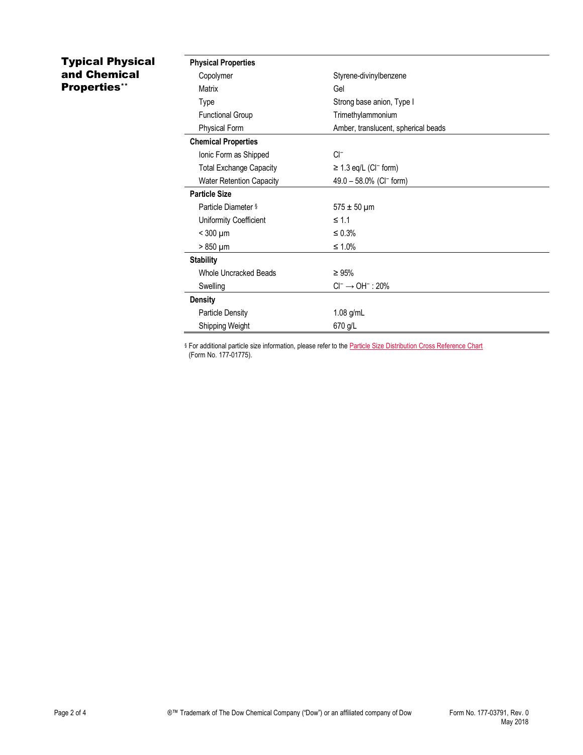## Typical Physical and Chemical Properties**

| | |
|---|---|
| **Physical Properties** | |
| Copolymer | Styrene-divinylbenzene |
| Matrix | Gel |
| Type | Strong base anion, Type I |
| Functional Group | Trimethylammonium |
| Physical Form | Amber, translucent, spherical beads |
| **Chemical Properties** | |
| Ionic Form as Shipped | $Cl^-$ |
| Total Exchange Capacity | ≥ 1.3 eq/L ($Cl^-$ form) |
| Water Retention Capacity | 49.0 – 58.0% ($Cl^-$ form) |
| **Particle Size** | |
| Particle Diameter § | 575 ± 50 µm |
| Uniformity Coefficient | ≤ 1.1 |
| < 300 µm | ≤ 0.3% |
| > 850 µm | ≤ 1.0% |
| **Stability** | |
| Whole Uncracked Beads | ≥ 95% |
| Swelling | $Cl^- \rightarrow OH^-$ : 20% |
| **Density** | |
| Particle Density | 1.08 g/mL |
| Shipping Weight | 670 g/L |

§ For additional particle size information, please refer to the Particle Size Distribution Cross Reference Chart (Form No. 177-01775).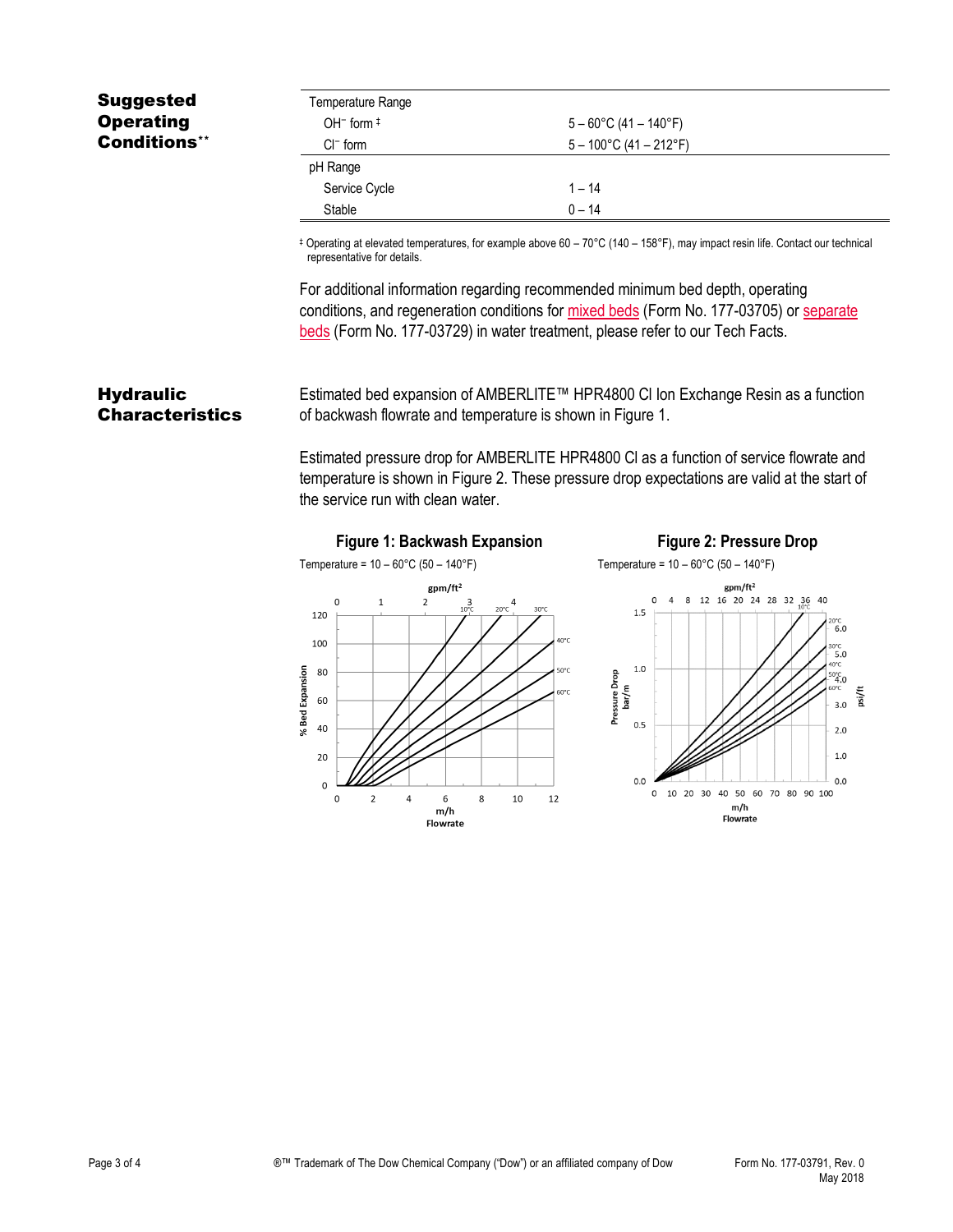## Suggested Operating Conditions**

| Temperature Range | |
|---|---|
| $OH^-$ form ‡ | 5 – 60°C (41 – 140°F) |
| $Cl^-$ form | 5 – 100°C (41 – 212°F) |
| **pH Range** | |
| Service Cycle | 1 – 14 |
| Stable | 0 – 14 |

‡ Operating at elevated temperatures, for example above 60 – 70°C (140 – 158°F), may impact resin life. Contact our technical representative for details.

For additional information regarding recommended minimum bed depth, operating conditions, and regeneration conditions for mixed beds (Form No. 177-03705) or separate beds (Form No. 177-03729) in water treatment, please refer to our Tech Facts.

## Hydraulic Characteristics

Estimated bed expansion of AMBERLITE™ HPR4800 Cl Ion Exchange Resin as a function of backwash flowrate and temperature is shown in Figure 1.

Estimated pressure drop for AMBERLITE HPR4800 Cl as a function of service flowrate and temperature is shown in Figure 2. These pressure drop expectations are valid at the start of the service run with clean water.

**Figure 1: Backwash Expansion**

Temperature = 10 – 60°C (50 – 140°F)

**Figure 2: Pressure Drop**

Temperature = 10 – 60°C (50 – 140°F)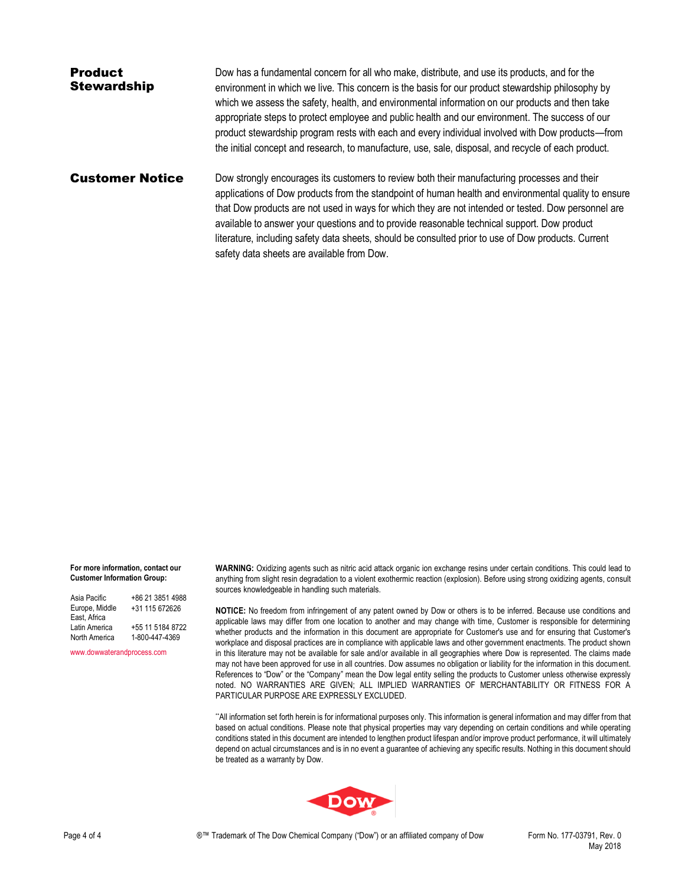## Product Stewardship

Dow has a fundamental concern for all who make, distribute, and use its products, and for the environment in which we live. This concern is the basis for our product stewardship philosophy by which we assess the safety, health, and environmental information on our products and then take appropriate steps to protect employee and public health and our environment. The success of our product stewardship program rests with each and every individual involved with Dow products—from the initial concept and research, to manufacture, use, sale, disposal, and recycle of each product.

## Customer Notice

Dow strongly encourages its customers to review both their manufacturing processes and their applications of Dow products from the standpoint of human health and environmental quality to ensure that Dow products are not used in ways for which they are not intended or tested. Dow personnel are available to answer your questions and to provide reasonable technical support. Dow product literature, including safety data sheets, should be consulted prior to use of Dow products. Current safety data sheets are available from Dow.

**For more information, contact our Customer Information Group:**

| | |
|---|---|
| Asia Pacific | +86 21 3851 4988 |
| Europe, Middle East, Africa | +31 115 672626 |
| Latin America | +55 11 5184 8722 |
| North America | 1-800-447-4369 |

www.dowwaterandprocess.com

**WARNING:** Oxidizing agents such as nitric acid attack organic ion exchange resins under certain conditions. This could lead to anything from slight resin degradation to a violent exothermic reaction (explosion). Before using strong oxidizing agents, consult sources knowledgeable in handling such materials.

**NOTICE:** No freedom from infringement of any patent owned by Dow or others is to be inferred. Because use conditions and applicable laws may differ from one location to another and may change with time, Customer is responsible for determining whether products and the information in this document are appropriate for Customer's use and for ensuring that Customer's workplace and disposal practices are in compliance with applicable laws and other government enactments. The product shown in this literature may not be available for sale and/or available in all geographies where Dow is represented. The claims made may not have been approved for use in all countries. Dow assumes no obligation or liability for the information in this document. References to "Dow" or the "Company" mean the Dow legal entity selling the products to Customer unless otherwise expressly noted. NO WARRANTIES ARE GIVEN; ALL IMPLIED WARRANTIES OF MERCHANTABILITY OR FITNESS FOR A PARTICULAR PURPOSE ARE EXPRESSLY EXCLUDED.

**All information set forth herein is for informational purposes only. This information is general information and may differ from that based on actual conditions. Please note that physical properties may vary depending on certain conditions and while operating conditions stated in this document are intended to lengthen product lifespan and/or improve product performance, it will ultimately depend on actual circumstances and is in no event a guarantee of achieving any specific results. Nothing in this document should be treated as a warranty by Dow.

®™ Trademark of The Dow Chemical Company ("Dow") or an affiliated company of Dow

Form No. 177-03791, Rev. 0
May 2018